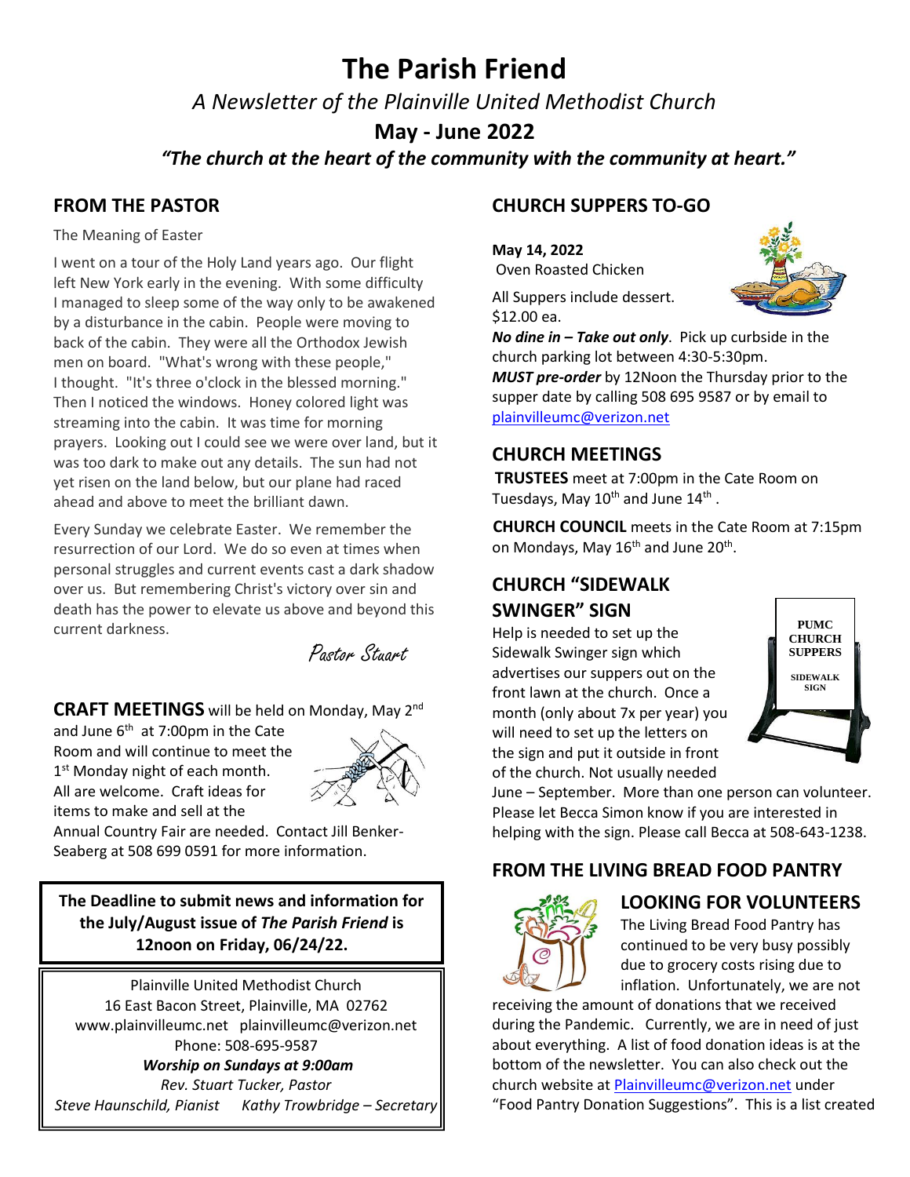# The Parish Friend

*A Newsletter of the Plainville United Methodist Church*

**May - June 2022**

***"The church at the heart of the community with the community at heart."***

## FROM THE PASTOR

The Meaning of Easter

I went on a tour of the Holy Land years ago. Our flight left New York early in the evening. With some difficulty I managed to sleep some of the way only to be awakened by a disturbance in the cabin. People were moving to back of the cabin. They were all the Orthodox Jewish men on board. "What's wrong with these people," I thought. "It's three o'clock in the blessed morning." Then I noticed the windows. Honey colored light was streaming into the cabin. It was time for morning prayers. Looking out I could see we were over land, but it was too dark to make out any details. The sun had not yet risen on the land below, but our plane had raced ahead and above to meet the brilliant dawn.

Every Sunday we celebrate Easter. We remember the resurrection of our Lord. We do so even at times when personal struggles and current events cast a dark shadow over us. But remembering Christ's victory over sin and death has the power to elevate us above and beyond this current darkness.

Pastor Stuart

**CRAFT MEETINGS** will be held on Monday, May 2nd and June 6th at 7:00pm in the Cate Room and will continue to meet the 1st Monday night of each month. All are welcome. Craft ideas for items to make and sell at the Annual Country Fair are needed. Contact Jill Benker-Seaberg at 508 699 0591 for more information.

**The Deadline to submit news and information for the July/August issue of *The Parish Friend* is 12noon on Friday, 06/24/22.**

Plainville United Methodist Church
16 East Bacon Street, Plainville, MA 02762
www.plainvilleumc.net plainvilleumc@verizon.net
Phone: 508-695-9587
***Worship on Sundays at 9:00am***
*Rev. Stuart Tucker, Pastor*
*Steve Haunschild, Pianist* *Kathy Trowbridge – Secretary*

## CHURCH SUPPERS TO-GO

**May 14, 2022**
Oven Roasted Chicken

All Suppers include dessert.
$12.00 ea.

***No dine in – Take out only***. Pick up curbside in the church parking lot between 4:30-5:30pm.

***MUST pre-order*** by 12Noon the Thursday prior to the supper date by calling 508 695 9587 or by email to plainvilleumc@verizon.net

## CHURCH MEETINGS

**TRUSTEES** meet at 7:00pm in the Cate Room on Tuesdays, May 10th and June 14th.

**CHURCH COUNCIL** meets in the Cate Room at 7:15pm on Mondays, May 16th and June 20th.

## CHURCH "SIDEWALK SWINGER" SIGN

Help is needed to set up the Sidewalk Swinger sign which advertises our suppers out on the front lawn at the church. Once a month (only about 7x per year) you will need to set up the letters on the sign and put it outside in front of the church. Not usually needed June – September. More than one person can volunteer. Please let Becca Simon know if you are interested in helping with the sign. Please call Becca at 508-643-1238.

## FROM THE LIVING BREAD FOOD PANTRY

### LOOKING FOR VOLUNTEERS

The Living Bread Food Pantry has continued to be very busy possibly due to grocery costs rising due to inflation. Unfortunately, we are not receiving the amount of donations that we received during the Pandemic. Currently, we are in need of just about everything. A list of food donation ideas is at the bottom of the newsletter. You can also check out the church website at Plainvilleumc@verizon.net under "Food Pantry Donation Suggestions". This is a list created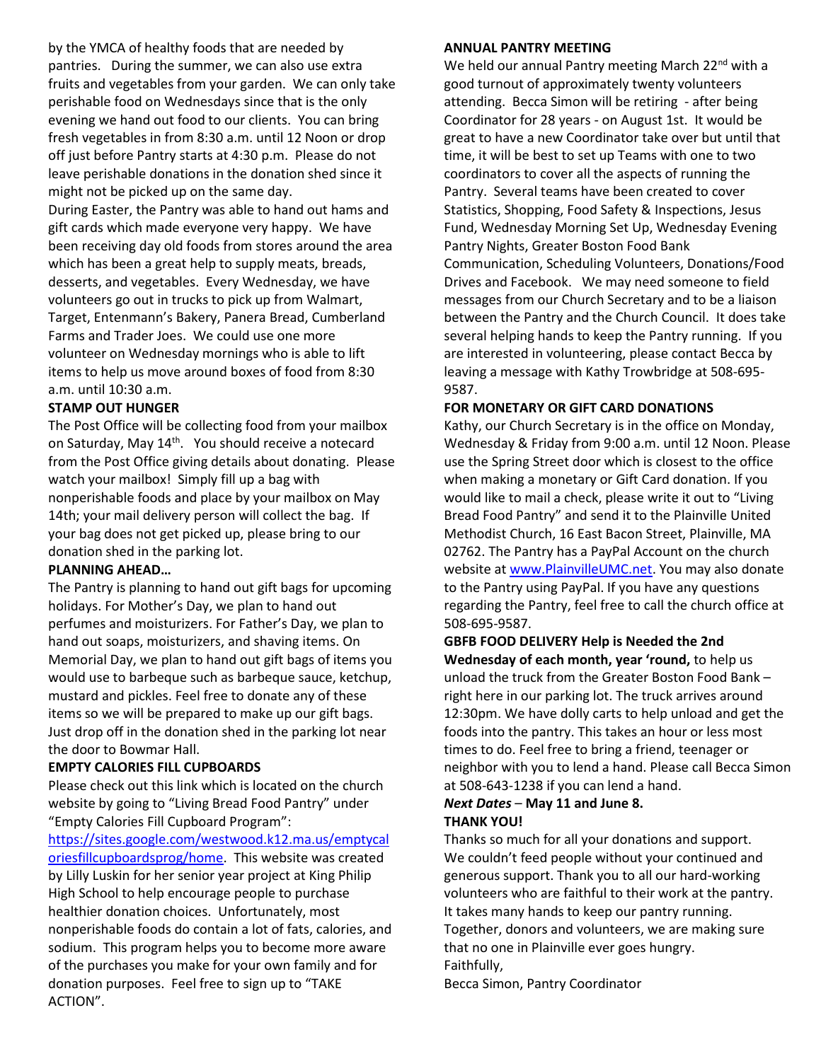by the YMCA of healthy foods that are needed by pantries. During the summer, we can also use extra fruits and vegetables from your garden. We can only take perishable food on Wednesdays since that is the only evening we hand out food to our clients. You can bring fresh vegetables in from 8:30 a.m. until 12 Noon or drop off just before Pantry starts at 4:30 p.m. Please do not leave perishable donations in the donation shed since it might not be picked up on the same day.

During Easter, the Pantry was able to hand out hams and gift cards which made everyone very happy. We have been receiving day old foods from stores around the area which has been a great help to supply meats, breads, desserts, and vegetables. Every Wednesday, we have volunteers go out in trucks to pick up from Walmart, Target, Entenmann's Bakery, Panera Bread, Cumberland Farms and Trader Joes. We could use one more volunteer on Wednesday mornings who is able to lift items to help us move around boxes of food from 8:30 a.m. until 10:30 a.m.

**STAMP OUT HUNGER**

The Post Office will be collecting food from your mailbox on Saturday, May 14th. You should receive a notecard from the Post Office giving details about donating. Please watch your mailbox! Simply fill up a bag with nonperishable foods and place by your mailbox on May 14th; your mail delivery person will collect the bag. If your bag does not get picked up, please bring to our donation shed in the parking lot.

**PLANNING AHEAD…**

The Pantry is planning to hand out gift bags for upcoming holidays. For Mother's Day, we plan to hand out perfumes and moisturizers. For Father's Day, we plan to hand out soaps, moisturizers, and shaving items. On Memorial Day, we plan to hand out gift bags of items you would use to barbeque such as barbeque sauce, ketchup, mustard and pickles. Feel free to donate any of these items so we will be prepared to make up our gift bags. Just drop off in the donation shed in the parking lot near the door to Bowmar Hall.

**EMPTY CALORIES FILL CUPBOARDS**

Please check out this link which is located on the church website by going to "Living Bread Food Pantry" under "Empty Calories Fill Cupboard Program": https://sites.google.com/westwood.k12.ma.us/emptycaloriesfillcupboardsprog/home. This website was created by Lilly Luskin for her senior year project at King Philip High School to help encourage people to purchase healthier donation choices. Unfortunately, most nonperishable foods do contain a lot of fats, calories, and sodium. This program helps you to become more aware of the purchases you make for your own family and for donation purposes. Feel free to sign up to "TAKE ACTION".

**ANNUAL PANTRY MEETING**

We held our annual Pantry meeting March 22nd with a good turnout of approximately twenty volunteers attending. Becca Simon will be retiring - after being Coordinator for 28 years - on August 1st. It would be great to have a new Coordinator take over but until that time, it will be best to set up Teams with one to two coordinators to cover all the aspects of running the Pantry. Several teams have been created to cover Statistics, Shopping, Food Safety & Inspections, Jesus Fund, Wednesday Morning Set Up, Wednesday Evening Pantry Nights, Greater Boston Food Bank Communication, Scheduling Volunteers, Donations/Food Drives and Facebook. We may need someone to field messages from our Church Secretary and to be a liaison between the Pantry and the Church Council. It does take several helping hands to keep the Pantry running. If you are interested in volunteering, please contact Becca by leaving a message with Kathy Trowbridge at 508-695-9587.

**FOR MONETARY OR GIFT CARD DONATIONS**

Kathy, our Church Secretary is in the office on Monday, Wednesday & Friday from 9:00 a.m. until 12 Noon. Please use the Spring Street door which is closest to the office when making a monetary or Gift Card donation. If you would like to mail a check, please write it out to "Living Bread Food Pantry" and send it to the Plainville United Methodist Church, 16 East Bacon Street, Plainville, MA 02762. The Pantry has a PayPal Account on the church website at www.PlainvilleUMC.net. You may also donate to the Pantry using PayPal. If you have any questions regarding the Pantry, feel free to call the church office at 508-695-9587.

**GBFB FOOD DELIVERY Help is Needed the 2nd Wednesday of each month, year 'round,** to help us unload the truck from the Greater Boston Food Bank – right here in our parking lot. The truck arrives around 12:30pm. We have dolly carts to help unload and get the foods into the pantry. This takes an hour or less most times to do. Feel free to bring a friend, teenager or neighbor with you to lend a hand. Please call Becca Simon at 508-643-1238 if you can lend a hand.

***Next Dates* – May 11 and June 8.**

**THANK YOU!**

Thanks so much for all your donations and support. We couldn't feed people without your continued and generous support. Thank you to all our hard-working volunteers who are faithful to their work at the pantry. It takes many hands to keep our pantry running. Together, donors and volunteers, we are making sure that no one in Plainville ever goes hungry.

Faithfully,

Becca Simon, Pantry Coordinator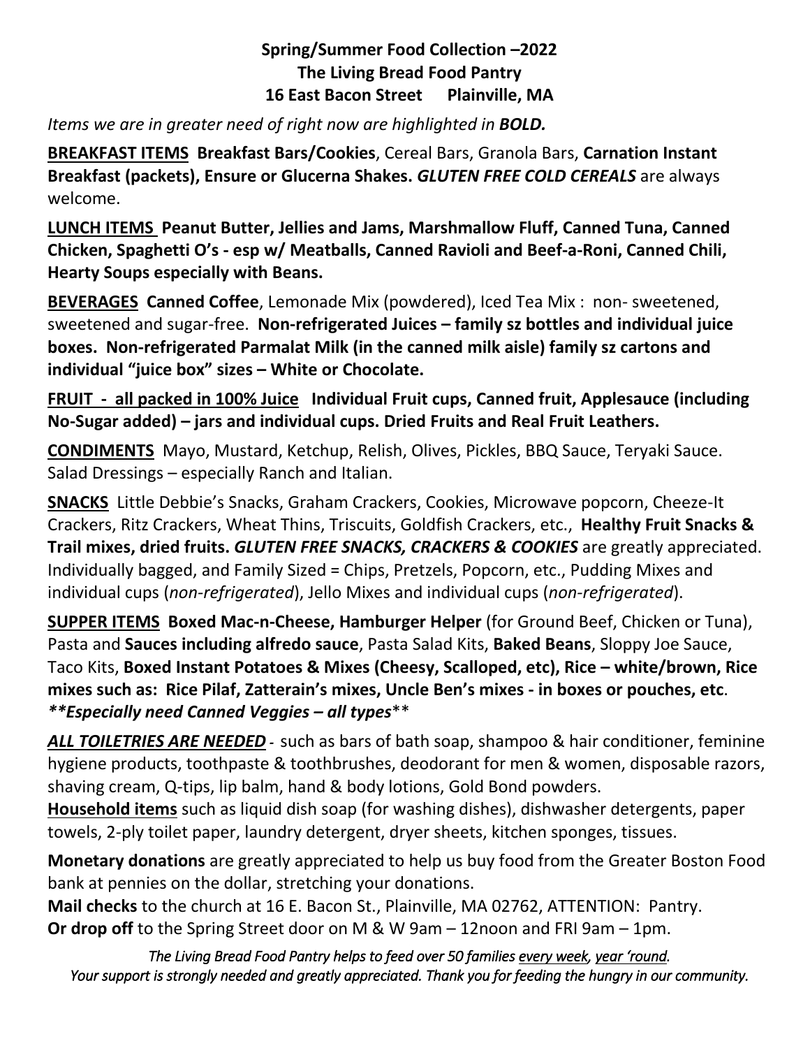**Spring/Summer Food Collection –2022**
**The Living Bread Food Pantry**
**16 East Bacon Street Plainville, MA**

*Items we are in greater need of right now are highlighted in **BOLD.***

**BREAKFAST ITEMS** **Breakfast Bars/Cookies**, Cereal Bars, Granola Bars, **Carnation Instant Breakfast (packets), Ensure or Glucerna Shakes.** ***GLUTEN FREE COLD CEREALS*** are always welcome.

**LUNCH ITEMS** **Peanut Butter, Jellies and Jams, Marshmallow Fluff, Canned Tuna, Canned Chicken, Spaghetti O's - esp w/ Meatballs, Canned Ravioli and Beef-a-Roni, Canned Chili, Hearty Soups especially with Beans.**

**BEVERAGES** **Canned Coffee**, Lemonade Mix (powdered), Iced Tea Mix : non- sweetened, sweetened and sugar-free. **Non-refrigerated Juices – family sz bottles and individual juice boxes. Non-refrigerated Parmalat Milk (in the canned milk aisle) family sz cartons and individual "juice box" sizes – White or Chocolate.**

**FRUIT - all packed in 100% Juice** **Individual Fruit cups, Canned fruit, Applesauce (including No-Sugar added) – jars and individual cups. Dried Fruits and Real Fruit Leathers.**

**CONDIMENTS** Mayo, Mustard, Ketchup, Relish, Olives, Pickles, BBQ Sauce, Teryaki Sauce. Salad Dressings – especially Ranch and Italian.

**SNACKS** Little Debbie's Snacks, Graham Crackers, Cookies, Microwave popcorn, Cheeze-It Crackers, Ritz Crackers, Wheat Thins, Triscuits, Goldfish Crackers, etc., **Healthy Fruit Snacks & Trail mixes, dried fruits.** ***GLUTEN FREE SNACKS, CRACKERS & COOKIES*** are greatly appreciated. Individually bagged, and Family Sized = Chips, Pretzels, Popcorn, etc., Pudding Mixes and individual cups (*non-refrigerated*), Jello Mixes and individual cups (*non-refrigerated*).

**SUPPER ITEMS** **Boxed Mac-n-Cheese, Hamburger Helper** (for Ground Beef, Chicken or Tuna), Pasta and **Sauces including alfredo sauce**, Pasta Salad Kits, **Baked Beans**, Sloppy Joe Sauce, Taco Kits, **Boxed Instant Potatoes & Mixes (Cheesy, Scalloped, etc), Rice – white/brown, Rice mixes such as: Rice Pilaf, Zatterain's mixes, Uncle Ben's mixes - in boxes or pouches, etc**.
***\*\*Especially need Canned Veggies – all types\*\****

***ALL TOILETRIES ARE NEEDED*** - such as bars of bath soap, shampoo & hair conditioner, feminine hygiene products, toothpaste & toothbrushes, deodorant for men & women, disposable razors, shaving cream, Q-tips, lip balm, hand & body lotions, Gold Bond powders.
**Household items** such as liquid dish soap (for washing dishes), dishwasher detergents, paper towels, 2-ply toilet paper, laundry detergent, dryer sheets, kitchen sponges, tissues.

**Monetary donations** are greatly appreciated to help us buy food from the Greater Boston Food bank at pennies on the dollar, stretching your donations.
**Mail checks** to the church at 16 E. Bacon St., Plainville, MA 02762, ATTENTION: Pantry.
**Or drop off** to the Spring Street door on M & W 9am – 12noon and FRI 9am – 1pm.

*The Living Bread Food Pantry helps to feed over 50 families every week, year 'round.*
*Your support is strongly needed and greatly appreciated. Thank you for feeding the hungry in our community.*